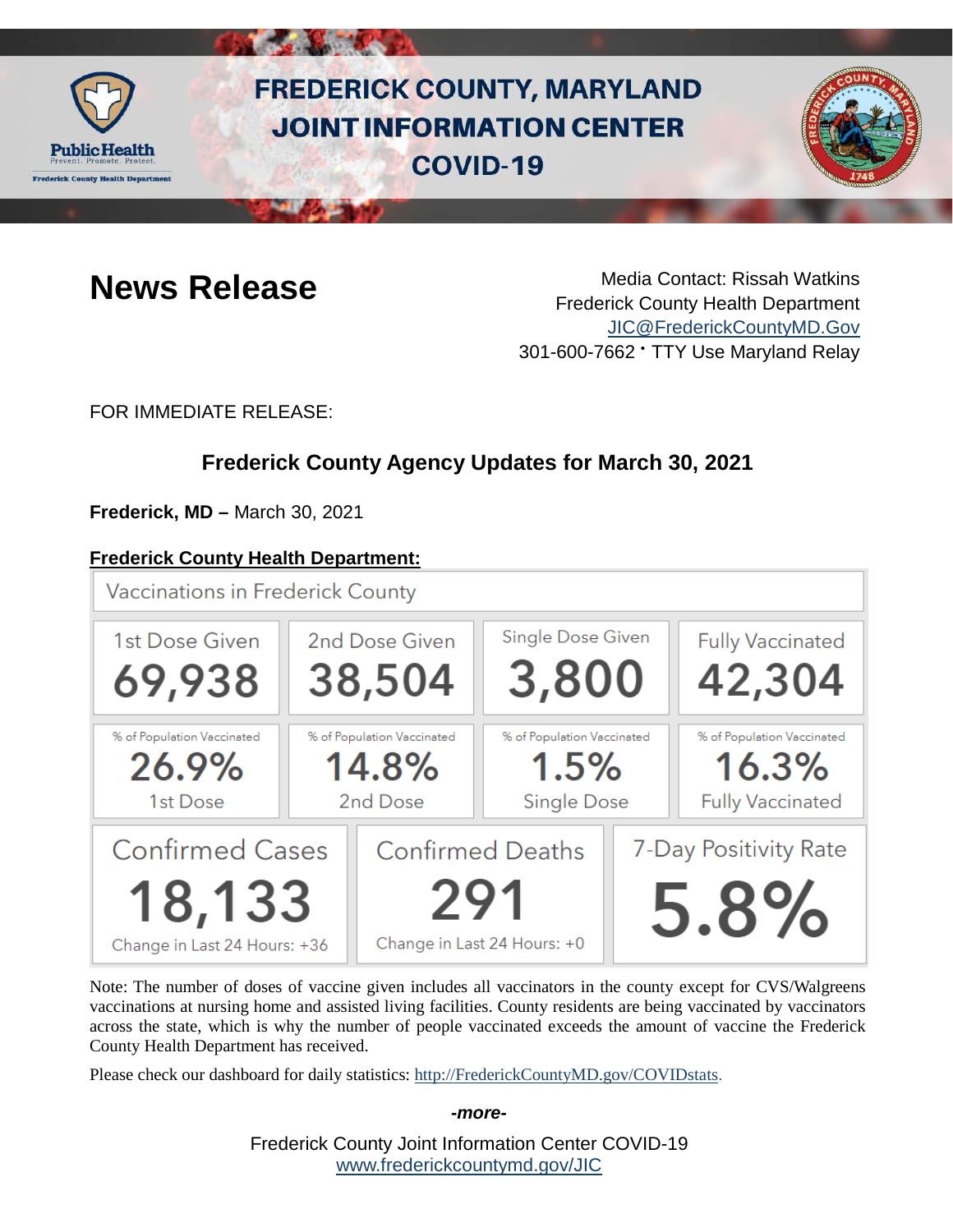# FREDERICK COUNTY, MARYLAND JOINT INFORMATION CENTER COVID-19

## News Release

Media Contact: Rissah Watkins
Frederick County Health Department
JIC@FrederickCountyMD.Gov
301-600-7662 • TTY Use Maryland Relay

FOR IMMEDIATE RELEASE:

### Frederick County Agency Updates for March 30, 2021

**Frederick, MD –** March 30, 2021

**Frederick County Health Department:**

Vaccinations in Frederick County

| 1st Dose Given | 2nd Dose Given | Single Dose Given | Fully Vaccinated |
|---|---|---|---|
| 69,938 | 38,504 | 3,800 | 42,304 |
| % of Population Vaccinated 26.9% 1st Dose | % of Population Vaccinated 14.8% 2nd Dose | % of Population Vaccinated 1.5% Single Dose | % of Population Vaccinated 16.3% Fully Vaccinated |

| Confirmed Cases | Confirmed Deaths | 7-Day Positivity Rate |
|---|---|---|
| 18,133 | 291 | 5.8% |
| Change in Last 24 Hours: +36 | Change in Last 24 Hours: +0 | |

Note: The number of doses of vaccine given includes all vaccinators in the county except for CVS/Walgreens vaccinations at nursing home and assisted living facilities. County residents are being vaccinated by vaccinators across the state, which is why the number of people vaccinated exceeds the amount of vaccine the Frederick County Health Department has received.

Please check our dashboard for daily statistics: http://FrederickCountyMD.gov/COVIDstats.

*-more-*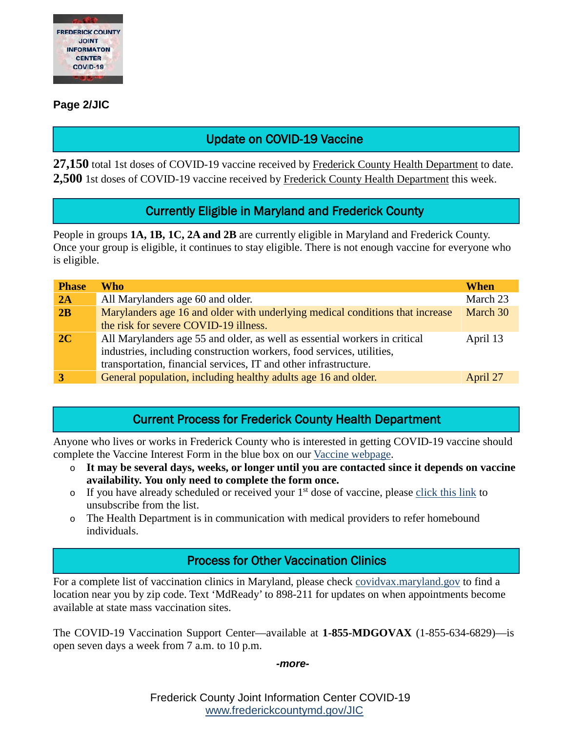**Page 2/JIC**

## Update on COVID-19 Vaccine

**27,150** total 1st doses of COVID-19 vaccine received by Frederick County Health Department to date.
**2,500** 1st doses of COVID-19 vaccine received by Frederick County Health Department this week.

## Currently Eligible in Maryland and Frederick County

People in groups **1A, 1B, 1C, 2A and 2B** are currently eligible in Maryland and Frederick County. Once your group is eligible, it continues to stay eligible. There is not enough vaccine for everyone who is eligible.

| Phase | Who | When |
|---|---|---|
| **2A** | All Marylanders age 60 and older. | March 23 |
| **2B** | Marylanders age 16 and older with underlying medical conditions that increase the risk for severe COVID-19 illness. | March 30 |
| **2C** | All Marylanders age 55 and older, as well as essential workers in critical industries, including construction workers, food services, utilities, transportation, financial services, IT and other infrastructure. | April 13 |
| **3** | General population, including healthy adults age 16 and older. | April 27 |

## Current Process for Frederick County Health Department

Anyone who lives or works in Frederick County who is interested in getting COVID-19 vaccine should complete the Vaccine Interest Form in the blue box on our Vaccine webpage.

- **It may be several days, weeks, or longer until you are contacted since it depends on vaccine availability. You only need to complete the form once.**
- If you have already scheduled or received your 1st dose of vaccine, please click this link to unsubscribe from the list.
- The Health Department is in communication with medical providers to refer homebound individuals.

## Process for Other Vaccination Clinics

For a complete list of vaccination clinics in Maryland, please check covidvax.maryland.gov to find a location near you by zip code. Text 'MdReady' to 898-211 for updates on when appointments become available at state mass vaccination sites.

The COVID-19 Vaccination Support Center—available at **1-855-MDGOVAX** (1-855-634-6829)—is open seven days a week from 7 a.m. to 10 p.m.

*-more-*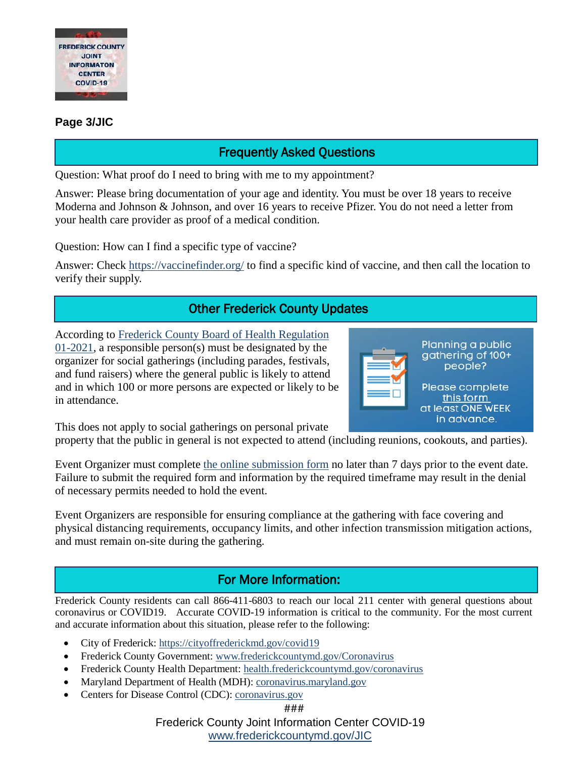FREDERICK COUNTY JOINT INFORMATON CENTER COVID-19

**Page 3/JIC**

## Frequently Asked Questions

Question: What proof do I need to bring with me to my appointment?

Answer: Please bring documentation of your age and identity. You must be over 18 years to receive Moderna and Johnson & Johnson, and over 16 years to receive Pfizer. You do not need a letter from your health care provider as proof of a medical condition.

Question: How can I find a specific type of vaccine?

Answer: Check https://vaccinefinder.org/ to find a specific kind of vaccine, and then call the location to verify their supply.

## Other Frederick County Updates

According to Frederick County Board of Health Regulation 01-2021, a responsible person(s) must be designated by the organizer for social gatherings (including parades, festivals, and fund raisers) where the general public is likely to attend and in which 100 or more persons are expected or likely to be in attendance.

Planning a public gathering of 100+ people?

Please complete this form at least ONE WEEK in advance.

This does not apply to social gatherings on personal private property that the public in general is not expected to attend (including reunions, cookouts, and parties).

Event Organizer must complete the online submission form no later than 7 days prior to the event date. Failure to submit the required form and information by the required timeframe may result in the denial of necessary permits needed to hold the event.

Event Organizers are responsible for ensuring compliance at the gathering with face covering and physical distancing requirements, occupancy limits, and other infection transmission mitigation actions, and must remain on-site during the gathering.

## For More Information:

Frederick County residents can call 866-411-6803 to reach our local 211 center with general questions about coronavirus or COVID19. Accurate COVID-19 information is critical to the community. For the most current and accurate information about this situation, please refer to the following:

- City of Frederick: https://cityoffrederickmd.gov/covid19
- Frederick County Government: www.frederickcountymd.gov/Coronavirus
- Frederick County Health Department: health.frederickcountymd.gov/coronavirus
- Maryland Department of Health (MDH): coronavirus.maryland.gov
- Centers for Disease Control (CDC): coronavirus.gov

###

Frederick County Joint Information Center COVID-19
www.frederickcountymd.gov/JIC